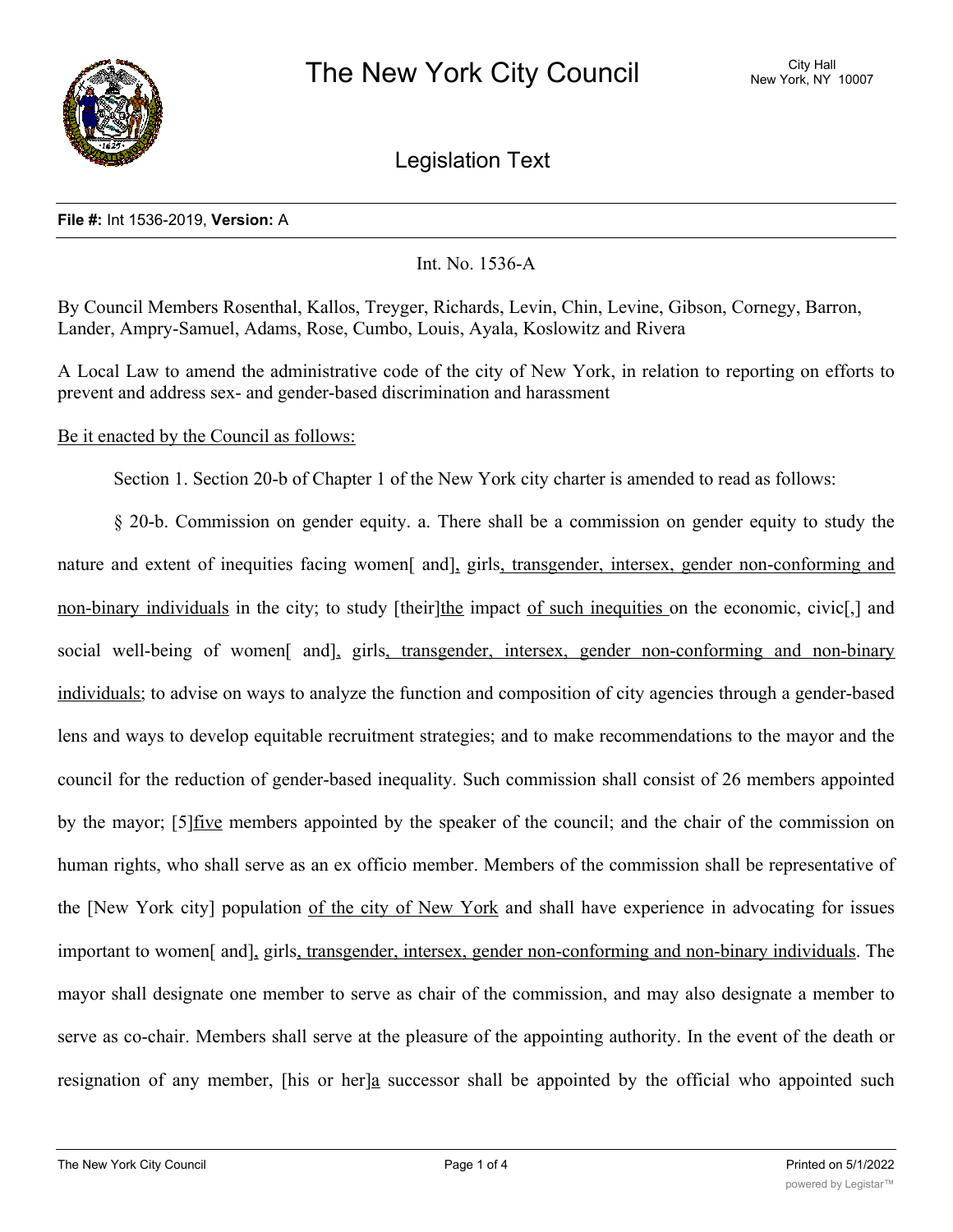# The New York City Council

City Hall
New York, NY 10007

## Legislation Text

**File #:** Int 1536-2019, **Version:** A

Int. No. 1536-A

By Council Members Rosenthal, Kallos, Treyger, Richards, Levin, Chin, Levine, Gibson, Cornegy, Barron, Lander, Ampry-Samuel, Adams, Rose, Cumbo, Louis, Ayala, Koslowitz and Rivera

A Local Law to amend the administrative code of the city of New York, in relation to reporting on efforts to prevent and address sex- and gender-based discrimination and harassment

Be it enacted by the Council as follows:

Section 1. Section 20-b of Chapter 1 of the New York city charter is amended to read as follows:

§ 20-b. Commission on gender equity. a. There shall be a commission on gender equity to study the nature and extent of inequities facing women[ and], girls, transgender, intersex, gender non-conforming and non-binary individuals in the city; to study [their]the impact of such inequities on the economic, civic[,] and social well-being of women[ and], girls, transgender, intersex, gender non-conforming and non-binary individuals; to advise on ways to analyze the function and composition of city agencies through a gender-based lens and ways to develop equitable recruitment strategies; and to make recommendations to the mayor and the council for the reduction of gender-based inequality. Such commission shall consist of 26 members appointed by the mayor; [5]five members appointed by the speaker of the council; and the chair of the commission on human rights, who shall serve as an ex officio member. Members of the commission shall be representative of the [New York city] population of the city of New York and shall have experience in advocating for issues important to women[ and], girls, transgender, intersex, gender non-conforming and non-binary individuals. The mayor shall designate one member to serve as chair of the commission, and may also designate a member to serve as co-chair. Members shall serve at the pleasure of the appointing authority. In the event of the death or resignation of any member, [his or her]a successor shall be appointed by the official who appointed such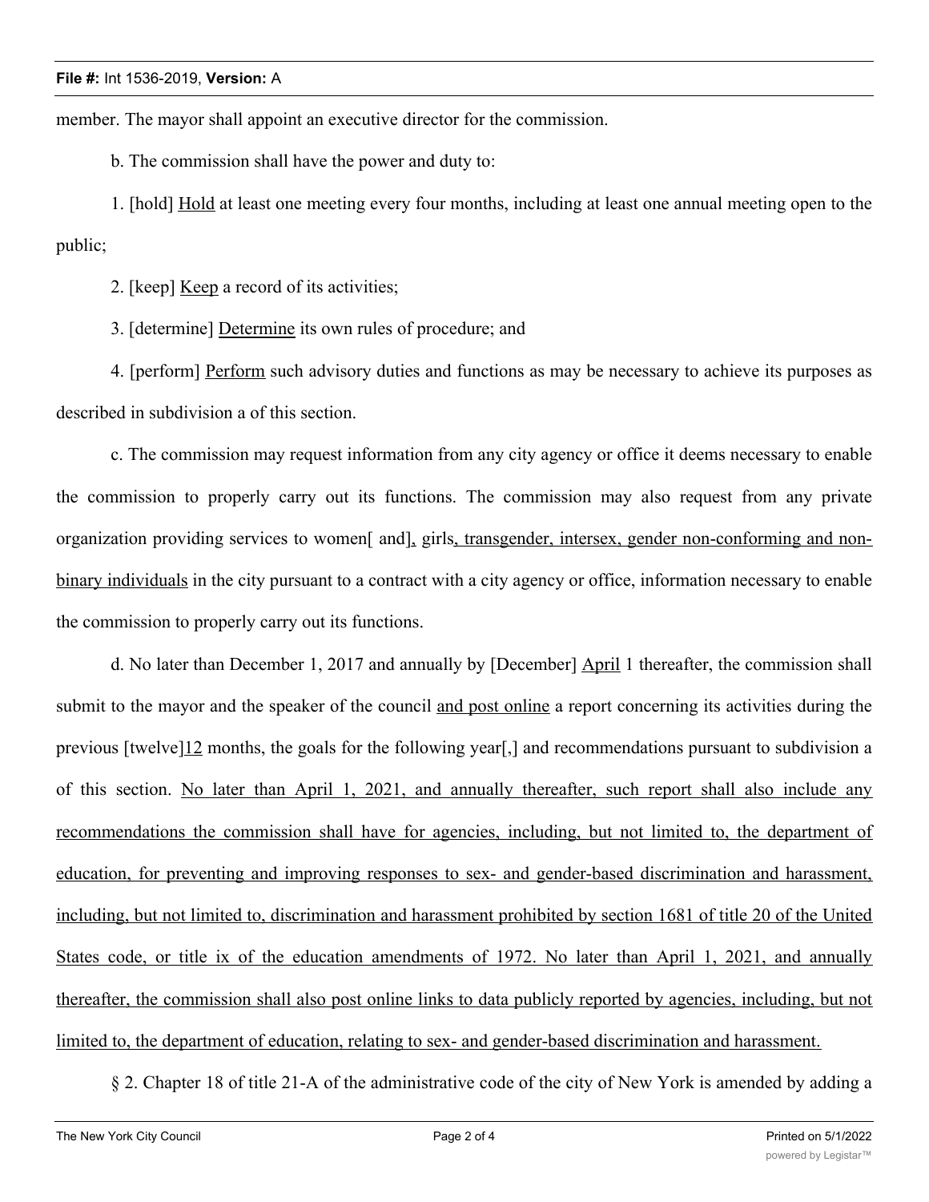member. The mayor shall appoint an executive director for the commission.

b. The commission shall have the power and duty to:

1. [hold] <u>Hold</u> at least one meeting every four months, including at least one annual meeting open to the public;

2. [keep] <u>Keep</u> a record of its activities;

3. [determine] <u>Determine</u> its own rules of procedure; and

4. [perform] <u>Perform</u> such advisory duties and functions as may be necessary to achieve its purposes as described in subdivision a of this section.

c. The commission may request information from any city agency or office it deems necessary to enable the commission to properly carry out its functions. The commission may also request from any private organization providing services to women[ and]<u>,</u> girls<u>, transgender, intersex, gender non-conforming and non-binary individuals</u> in the city pursuant to a contract with a city agency or office, information necessary to enable the commission to properly carry out its functions.

d. No later than December 1, 2017 and annually by [December] <u>April</u> 1 thereafter, the commission shall submit to the mayor and the speaker of the council <u>and post online</u> a report concerning its activities during the previous [twelve]<u>12</u> months, the goals for the following year[,] and recommendations pursuant to subdivision a of this section. <u>No later than April 1, 2021, and annually thereafter, such report shall also include any recommendations the commission shall have for agencies, including, but not limited to, the department of education, for preventing and improving responses to sex- and gender-based discrimination and harassment, including, but not limited to, discrimination and harassment prohibited by section 1681 of title 20 of the United States code, or title ix of the education amendments of 1972. No later than April 1, 2021, and annually thereafter, the commission shall also post online links to data publicly reported by agencies, including, but not limited to, the department of education, relating to sex- and gender-based discrimination and harassment.</u>

§ 2. Chapter 18 of title 21-A of the administrative code of the city of New York is amended by adding a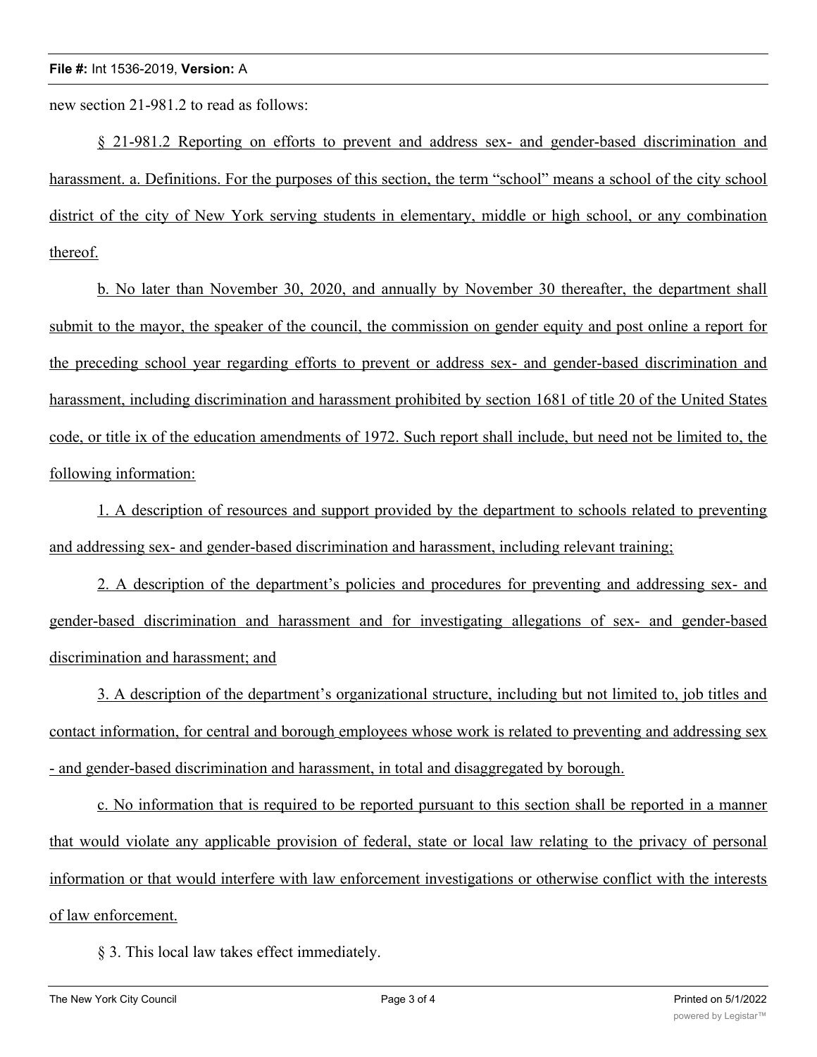new section 21-981.2 to read as follows:

§ 21-981.2 Reporting on efforts to prevent and address sex- and gender-based discrimination and harassment. a. Definitions. For the purposes of this section, the term "school" means a school of the city school district of the city of New York serving students in elementary, middle or high school, or any combination thereof.

b. No later than November 30, 2020, and annually by November 30 thereafter, the department shall submit to the mayor, the speaker of the council, the commission on gender equity and post online a report for the preceding school year regarding efforts to prevent or address sex- and gender-based discrimination and harassment, including discrimination and harassment prohibited by section 1681 of title 20 of the United States code, or title ix of the education amendments of 1972. Such report shall include, but need not be limited to, the following information:

1. A description of resources and support provided by the department to schools related to preventing and addressing sex- and gender-based discrimination and harassment, including relevant training;

2. A description of the department's policies and procedures for preventing and addressing sex- and gender-based discrimination and harassment and for investigating allegations of sex- and gender-based discrimination and harassment; and

3. A description of the department's organizational structure, including but not limited to, job titles and contact information, for central and borough employees whose work is related to preventing and addressing sex - and gender-based discrimination and harassment, in total and disaggregated by borough.

c. No information that is required to be reported pursuant to this section shall be reported in a manner that would violate any applicable provision of federal, state or local law relating to the privacy of personal information or that would interfere with law enforcement investigations or otherwise conflict with the interests of law enforcement.

§ 3. This local law takes effect immediately.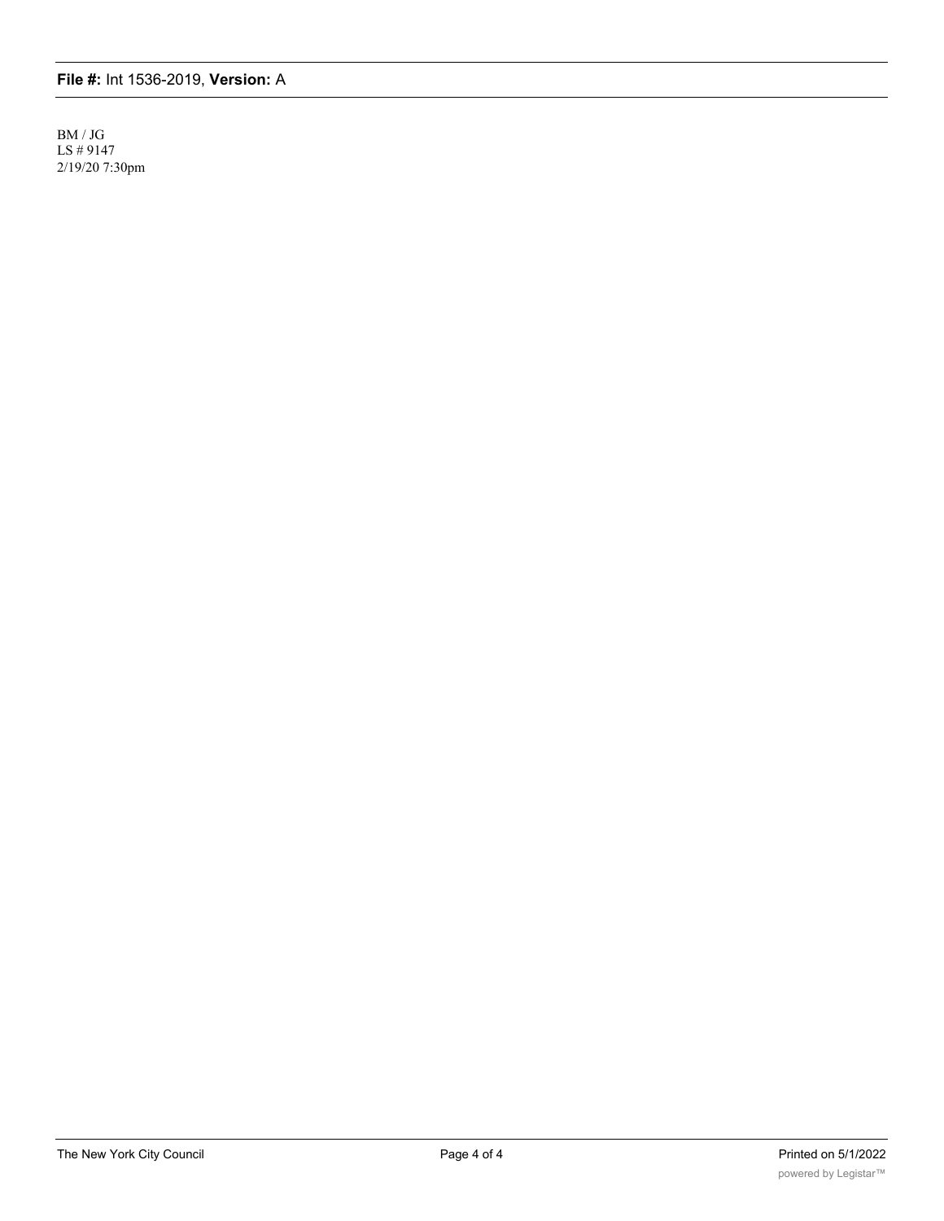BM / JG
LS # 9147
2/19/20 7:30pm